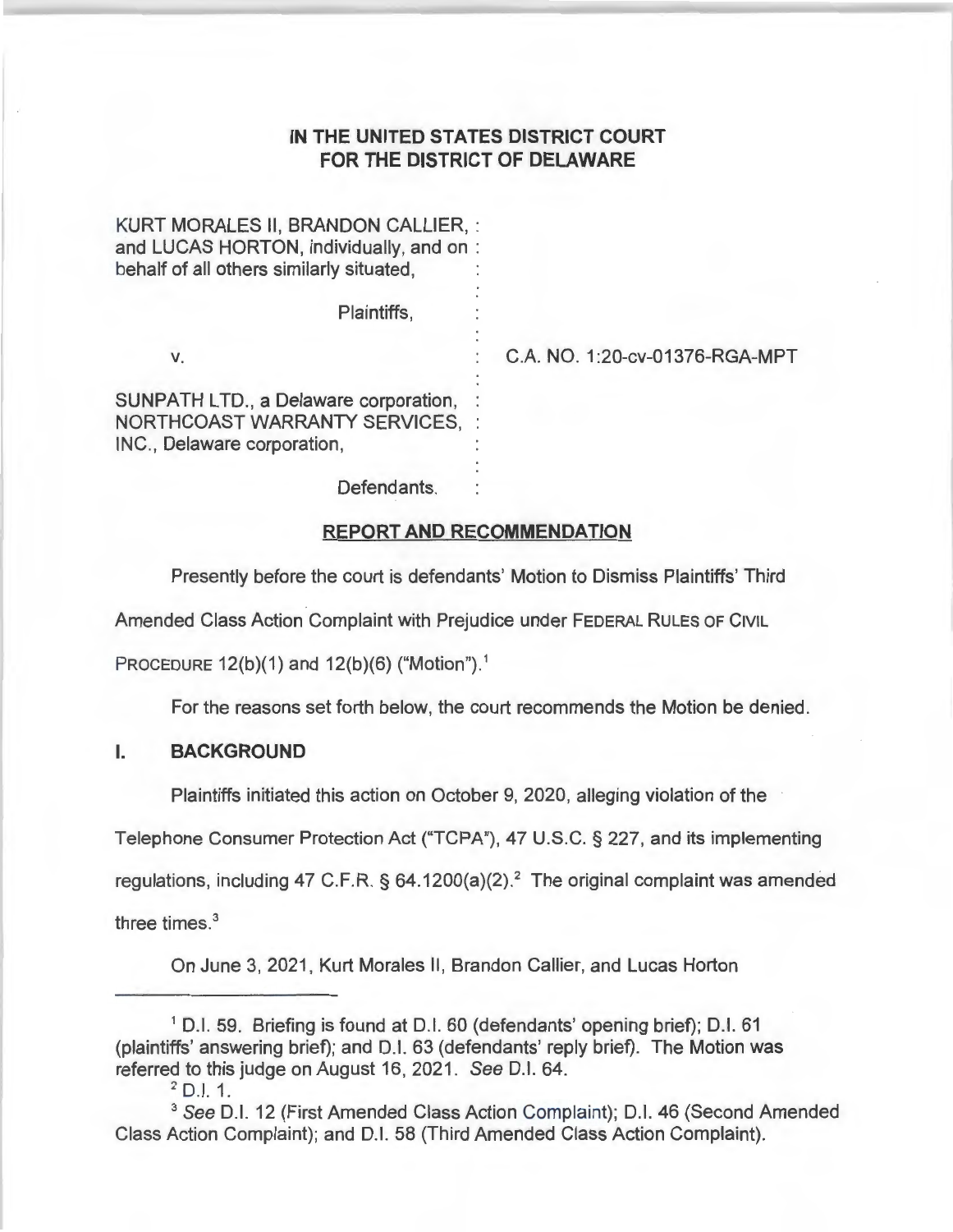**IN THE UNITED STATES DISTRICT COURT**
**FOR THE DISTRICT OF DELAWARE**

KURT MORALES II, BRANDON CALLIER, :
and LUCAS HORTON, individually, and on :
behalf of all others similarly situated, :

Plaintiffs, :

v. : C.A. NO. 1:20-cv-01376-RGA-MPT

SUNPATH LTD., a Delaware corporation, :
NORTHCOAST WARRANTY SERVICES, :
INC., Delaware corporation, :

Defendants. :

**REPORT AND RECOMMENDATION**

Presently before the court is defendants' Motion to Dismiss Plaintiffs' Third Amended Class Action Complaint with Prejudice under FEDERAL RULES OF CIVIL PROCEDURE 12(b)(1) and 12(b)(6) ("Motion").[1]

For the reasons set forth below, the court recommends the Motion be denied.

## I. BACKGROUND

Plaintiffs initiated this action on October 9, 2020, alleging violation of the Telephone Consumer Protection Act ("TCPA"), 47 U.S.C. § 227, and its implementing regulations, including 47 C.F.R. § 64.1200(a)(2).[2] The original complaint was amended three times.[3]

On June 3, 2021, Kurt Morales II, Brandon Callier, and Lucas Horton

---

[1] D.I. 59. Briefing is found at D.I. 60 (defendants' opening brief); D.I. 61 (plaintiffs' answering brief); and D.I. 63 (defendants' reply brief). The Motion was referred to this judge on August 16, 2021. *See* D.I. 64.

[2] D.I. 1.

[3] *See* D.I. 12 (First Amended Class Action Complaint); D.I. 46 (Second Amended Class Action Complaint); and D.I. 58 (Third Amended Class Action Complaint).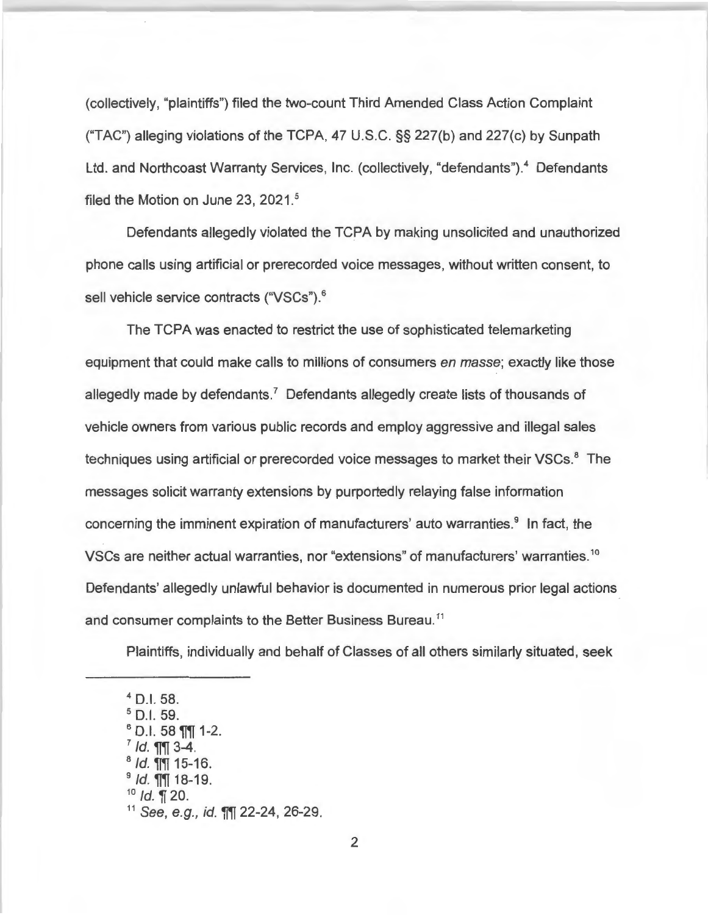(collectively, "plaintiffs") filed the two-count Third Amended Class Action Complaint ("TAC") alleging violations of the TCPA, 47 U.S.C. §§ 227(b) and 227(c) by Sunpath Ltd. and Northcoast Warranty Services, Inc. (collectively, "defendants").[4] Defendants filed the Motion on June 23, 2021.[5]

Defendants allegedly violated the TCPA by making unsolicited and unauthorized phone calls using artificial or prerecorded voice messages, without written consent, to sell vehicle service contracts ("VSCs").[6]

The TCPA was enacted to restrict the use of sophisticated telemarketing equipment that could make calls to millions of consumers *en masse*; exactly like those allegedly made by defendants.[7] Defendants allegedly create lists of thousands of vehicle owners from various public records and employ aggressive and illegal sales techniques using artificial or prerecorded voice messages to market their VSCs.[8] The messages solicit warranty extensions by purportedly relaying false information concerning the imminent expiration of manufacturers' auto warranties.[9] In fact, the VSCs are neither actual warranties, nor "extensions" of manufacturers' warranties.[10] Defendants' allegedly unlawful behavior is documented in numerous prior legal actions and consumer complaints to the Better Business Bureau.[11]

Plaintiffs, individually and behalf of Classes of all others similarly situated, seek

---

[4] D.I. 58.
[5] D.I. 59.
[6] D.I. 58 ¶¶ 1-2.
[7] *Id.* ¶¶ 3-4.
[8] *Id.* ¶¶ 15-16.
[9] *Id.* ¶¶ 18-19.
[10] *Id.* ¶ 20.
[11] *See, e.g., id.* ¶¶ 22-24, 26-29.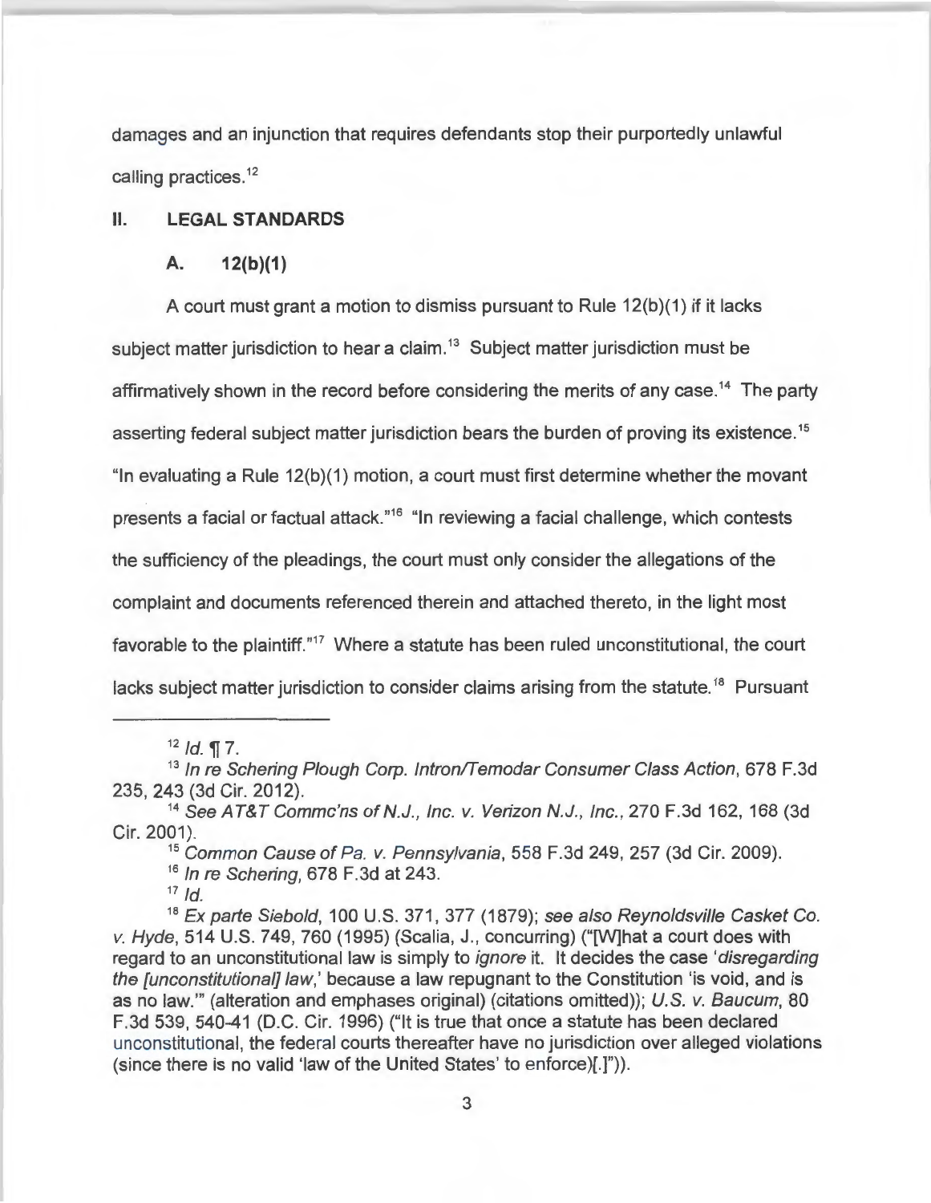damages and an injunction that requires defendants stop their purportedly unlawful calling practices.[12]

## II. LEGAL STANDARDS

### A. 12(b)(1)

A court must grant a motion to dismiss pursuant to Rule 12(b)(1) if it lacks subject matter jurisdiction to hear a claim.[13] Subject matter jurisdiction must be affirmatively shown in the record before considering the merits of any case.[14] The party asserting federal subject matter jurisdiction bears the burden of proving its existence.[15] "In evaluating a Rule 12(b)(1) motion, a court must first determine whether the movant presents a facial or factual attack."[16] "In reviewing a facial challenge, which contests the sufficiency of the pleadings, the court must only consider the allegations of the complaint and documents referenced therein and attached thereto, in the light most favorable to the plaintiff."[17] Where a statute has been ruled unconstitutional, the court lacks subject matter jurisdiction to consider claims arising from the statute.[18] Pursuant

---

[12] *Id.* ¶ 7.

[13] *In re Schering Plough Corp. Intron/Temodar Consumer Class Action*, 678 F.3d 235, 243 (3d Cir. 2012).

[14] *See AT&T Commc'ns of N.J., Inc. v. Verizon N.J., Inc.*, 270 F.3d 162, 168 (3d Cir. 2001).

[15] *Common Cause of Pa. v. Pennsylvania*, 558 F.3d 249, 257 (3d Cir. 2009).

[16] *In re Schering*, 678 F.3d at 243.

[17] *Id.*

[18] *Ex parte Siebold*, 100 U.S. 371, 377 (1879); *see also Reynoldsville Casket Co. v. Hyde*, 514 U.S. 749, 760 (1995) (Scalia, J., concurring) ("[W]hat a court does with regard to an unconstitutional law is simply to *ignore* it. It decides the case '*disregarding the [unconstitutional] law*,' because a law repugnant to the Constitution 'is void, and is as no law.'" (alteration and emphases original) (citations omitted)); *U.S. v. Baucum*, 80 F.3d 539, 540-41 (D.C. Cir. 1996) ("It is true that once a statute has been declared unconstitutional, the federal courts thereafter have no jurisdiction over alleged violations (since there is no valid 'law of the United States' to enforce)[.]")).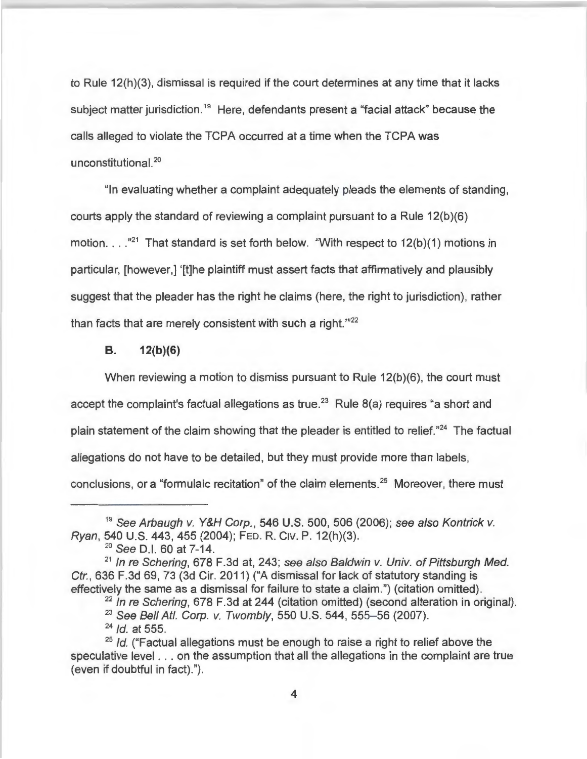to Rule 12(h)(3), dismissal is required if the court determines at any time that it lacks subject matter jurisdiction.[19] Here, defendants present a "facial attack" because the calls alleged to violate the TCPA occurred at a time when the TCPA was unconstitutional.[20]

"In evaluating whether a complaint adequately pleads the elements of standing, courts apply the standard of reviewing a complaint pursuant to a Rule 12(b)(6) motion. . . ."[21] That standard is set forth below. "With respect to 12(b)(1) motions in particular, [however,] '[t]he plaintiff must assert facts that affirmatively and plausibly suggest that the pleader has the right he claims (here, the right to jurisdiction), rather than facts that are merely consistent with such a right.'"[22]

### B. 12(b)(6)

When reviewing a motion to dismiss pursuant to Rule 12(b)(6), the court must accept the complaint's factual allegations as true.[23] Rule 8(a) requires "a short and plain statement of the claim showing that the pleader is entitled to relief."[24] The factual allegations do not have to be detailed, but they must provide more than labels, conclusions, or a "formulaic recitation" of the claim elements.[25] Moreover, there must

---

[19] *See Arbaugh v. Y&H Corp.*, 546 U.S. 500, 506 (2006); *see also Kontrick v. Ryan*, 540 U.S. 443, 455 (2004); FED. R. CIV. P. 12(h)(3).

[20] *See* D.I. 60 at 7-14.

[21] *In re Schering*, 678 F.3d at, 243; *see also Baldwin v. Univ. of Pittsburgh Med. Ctr.*, 636 F.3d 69, 73 (3d Cir. 2011) ("A dismissal for lack of statutory standing is effectively the same as a dismissal for failure to state a claim.") (citation omitted).

[22] *In re Schering*, 678 F.3d at 244 (citation omitted) (second alteration in original).

[23] *See Bell Atl. Corp. v. Twombly*, 550 U.S. 544, 555–56 (2007).

[24] *Id.* at 555.

[25] *Id.* ("Factual allegations must be enough to raise a right to relief above the speculative level . . . on the assumption that all the allegations in the complaint are true (even if doubtful in fact).").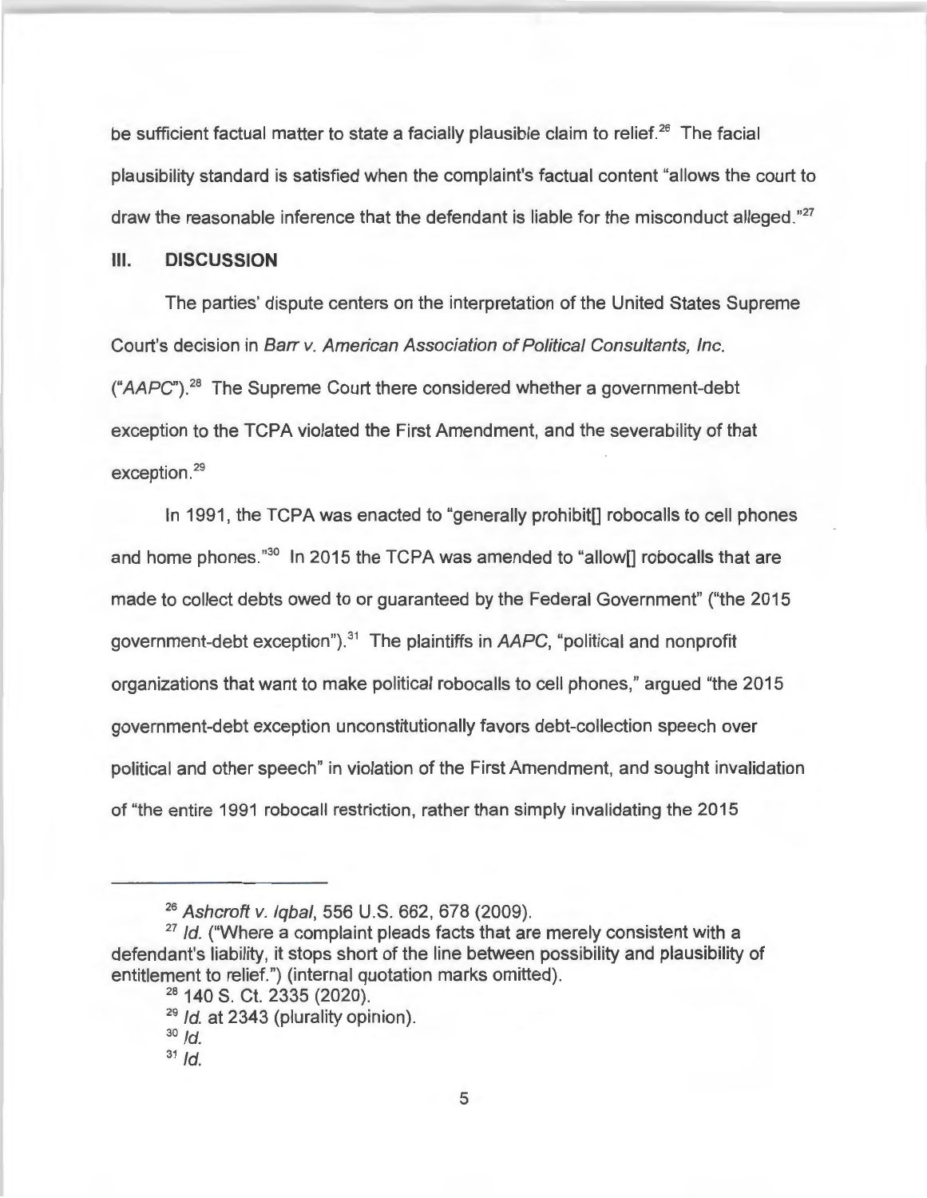be sufficient factual matter to state a facially plausible claim to relief.[26] The facial plausibility standard is satisfied when the complaint's factual content "allows the court to draw the reasonable inference that the defendant is liable for the misconduct alleged."[27]

## III. DISCUSSION

The parties' dispute centers on the interpretation of the United States Supreme Court's decision in *Barr v. American Association of Political Consultants, Inc.* ("*AAPC*").[28] The Supreme Court there considered whether a government-debt exception to the TCPA violated the First Amendment, and the severability of that exception.[29]

In 1991, the TCPA was enacted to "generally prohibit[] robocalls to cell phones and home phones."[30] In 2015 the TCPA was amended to "allow[] robocalls that are made to collect debts owed to or guaranteed by the Federal Government" ("the 2015 government-debt exception").[31] The plaintiffs in *AAPC*, "political and nonprofit organizations that want to make political robocalls to cell phones," argued "the 2015 government-debt exception unconstitutionally favors debt-collection speech over political and other speech" in violation of the First Amendment, and sought invalidation of "the entire 1991 robocall restriction, rather than simply invalidating the 2015

---

[26] *Ashcroft v. Iqbal*, 556 U.S. 662, 678 (2009).

[27] *Id.* ("Where a complaint pleads facts that are merely consistent with a defendant's liability, it stops short of the line between possibility and plausibility of entitlement to relief.") (internal quotation marks omitted).

[28] 140 S. Ct. 2335 (2020).

[29] *Id.* at 2343 (plurality opinion).

[30] *Id.*

[31] *Id.*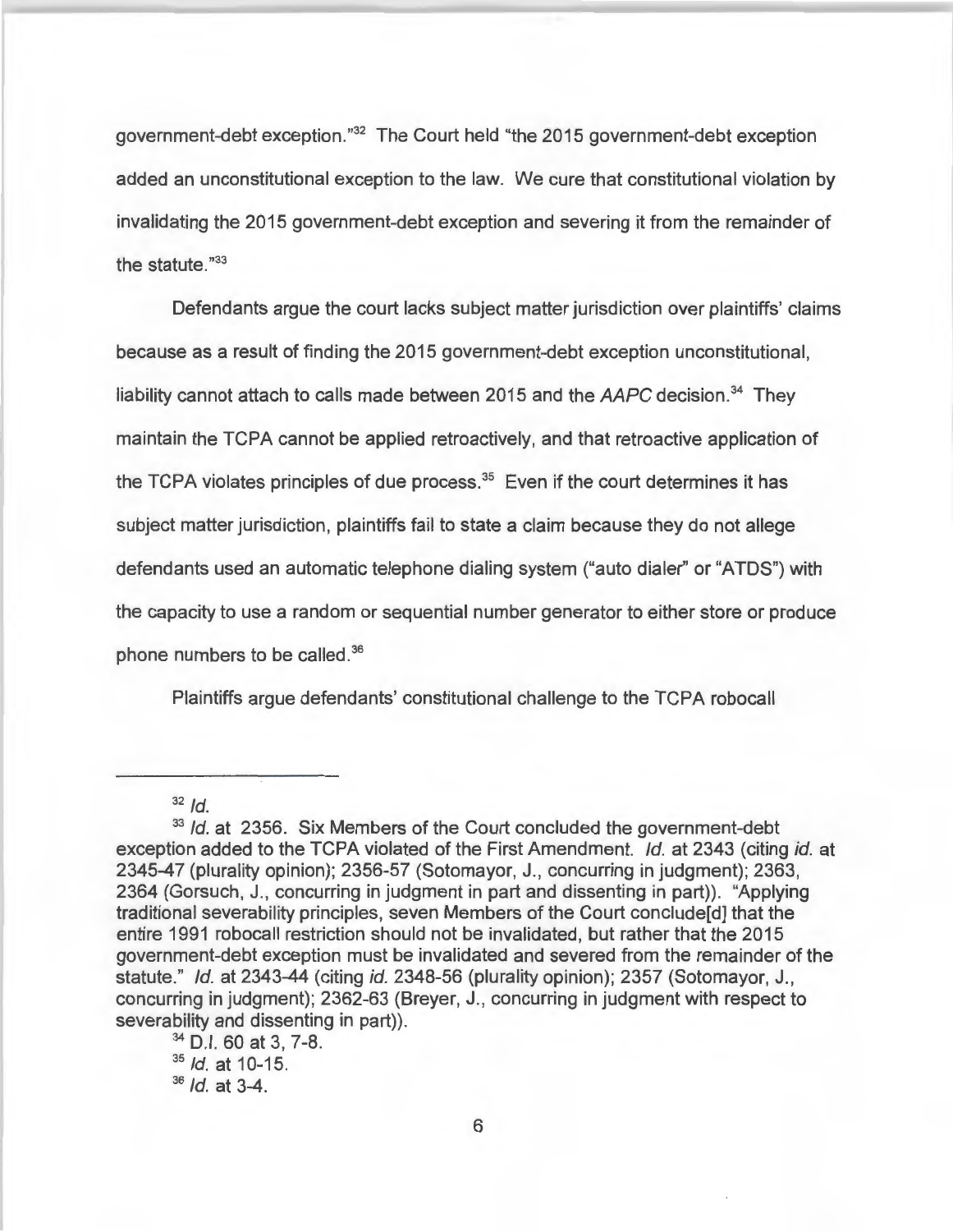government-debt exception."[32] The Court held "the 2015 government-debt exception added an unconstitutional exception to the law. We cure that constitutional violation by invalidating the 2015 government-debt exception and severing it from the remainder of the statute."[33]

Defendants argue the court lacks subject matter jurisdiction over plaintiffs' claims because as a result of finding the 2015 government-debt exception unconstitutional, liability cannot attach to calls made between 2015 and the *AAPC* decision.[34] They maintain the TCPA cannot be applied retroactively, and that retroactive application of the TCPA violates principles of due process.[35] Even if the court determines it has subject matter jurisdiction, plaintiffs fail to state a claim because they do not allege defendants used an automatic telephone dialing system ("auto dialer" or "ATDS") with the capacity to use a random or sequential number generator to either store or produce phone numbers to be called.[36]

Plaintiffs argue defendants' constitutional challenge to the TCPA robocall

---

[32] *Id.*

[33] *Id.* at 2356. Six Members of the Court concluded the government-debt exception added to the TCPA violated of the First Amendment. *Id.* at 2343 (citing *id.* at 2345-47 (plurality opinion); 2356-57 (Sotomayor, J., concurring in judgment); 2363, 2364 (Gorsuch, J., concurring in judgment in part and dissenting in part)). "Applying traditional severability principles, seven Members of the Court conclude[d] that the entire 1991 robocall restriction should not be invalidated, but rather that the 2015 government-debt exception must be invalidated and severed from the remainder of the statute." *Id.* at 2343-44 (citing *id.* 2348-56 (plurality opinion); 2357 (Sotomayor, J., concurring in judgment); 2362-63 (Breyer, J., concurring in judgment with respect to severability and dissenting in part)).

[34] D.I. 60 at 3, 7-8.

[35] *Id.* at 10-15.

[36] *Id.* at 3-4.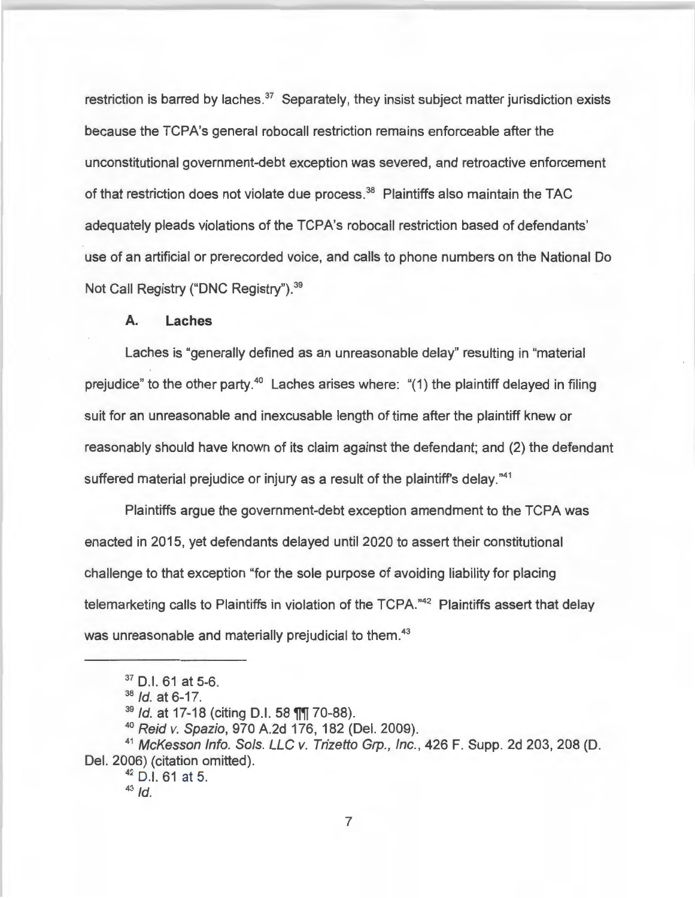restriction is barred by laches.[37] Separately, they insist subject matter jurisdiction exists because the TCPA's general robocall restriction remains enforceable after the unconstitutional government-debt exception was severed, and retroactive enforcement of that restriction does not violate due process.[38] Plaintiffs also maintain the TAC adequately pleads violations of the TCPA's robocall restriction based of defendants' use of an artificial or prerecorded voice, and calls to phone numbers on the National Do Not Call Registry ("DNC Registry").[39]

### A. Laches

Laches is "generally defined as an unreasonable delay" resulting in "material prejudice" to the other party.[40] Laches arises where: "(1) the plaintiff delayed in filing suit for an unreasonable and inexcusable length of time after the plaintiff knew or reasonably should have known of its claim against the defendant; and (2) the defendant suffered material prejudice or injury as a result of the plaintiff's delay."[41]

Plaintiffs argue the government-debt exception amendment to the TCPA was enacted in 2015, yet defendants delayed until 2020 to assert their constitutional challenge to that exception "for the sole purpose of avoiding liability for placing telemarketing calls to Plaintiffs in violation of the TCPA."[42] Plaintiffs assert that delay was unreasonable and materially prejudicial to them.[43]

---

[37] D.I. 61 at 5-6.

[38] *Id.* at 6-17.

[39] *Id.* at 17-18 (citing D.I. 58 ¶¶ 70-88).

[40] *Reid v. Spazio*, 970 A.2d 176, 182 (Del. 2009).

[41] *McKesson Info. Sols. LLC v. Trizetto Grp., Inc.*, 426 F. Supp. 2d 203, 208 (D. Del. 2006) (citation omitted).

[42] D.I. 61 at 5.

[43] *Id.*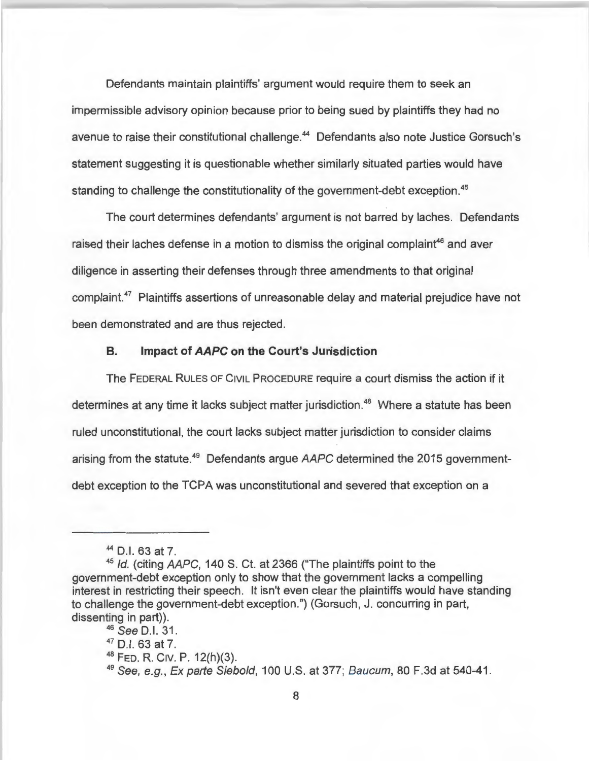Defendants maintain plaintiffs' argument would require them to seek an impermissible advisory opinion because prior to being sued by plaintiffs they had no avenue to raise their constitutional challenge.[44] Defendants also note Justice Gorsuch's statement suggesting it is questionable whether similarly situated parties would have standing to challenge the constitutionality of the government-debt exception.[45]

The court determines defendants' argument is not barred by laches. Defendants raised their laches defense in a motion to dismiss the original complaint[46] and aver diligence in asserting their defenses through three amendments to that original complaint.[47] Plaintiffs assertions of unreasonable delay and material prejudice have not been demonstrated and are thus rejected.

### B. Impact of *AAPC* on the Court's Jurisdiction

The FEDERAL RULES OF CIVIL PROCEDURE require a court dismiss the action if it determines at any time it lacks subject matter jurisdiction.[48] Where a statute has been ruled unconstitutional, the court lacks subject matter jurisdiction to consider claims arising from the statute.[49] Defendants argue *AAPC* determined the 2015 government-debt exception to the TCPA was unconstitutional and severed that exception on a

---

[44] D.I. 63 at 7.

[45] *Id.* (citing *AAPC*, 140 S. Ct. at 2366 ("The plaintiffs point to the government-debt exception only to show that the government lacks a compelling interest in restricting their speech. It isn't even clear the plaintiffs would have standing to challenge the government-debt exception.") (Gorsuch, J. concurring in part, dissenting in part)).

[46] *See* D.I. 31.

[47] D.I. 63 at 7.

[48] FED. R. CIV. P. 12(h)(3).

[49] *See, e.g., Ex parte Siebold*, 100 U.S. at 377; *Baucum*, 80 F.3d at 540-41.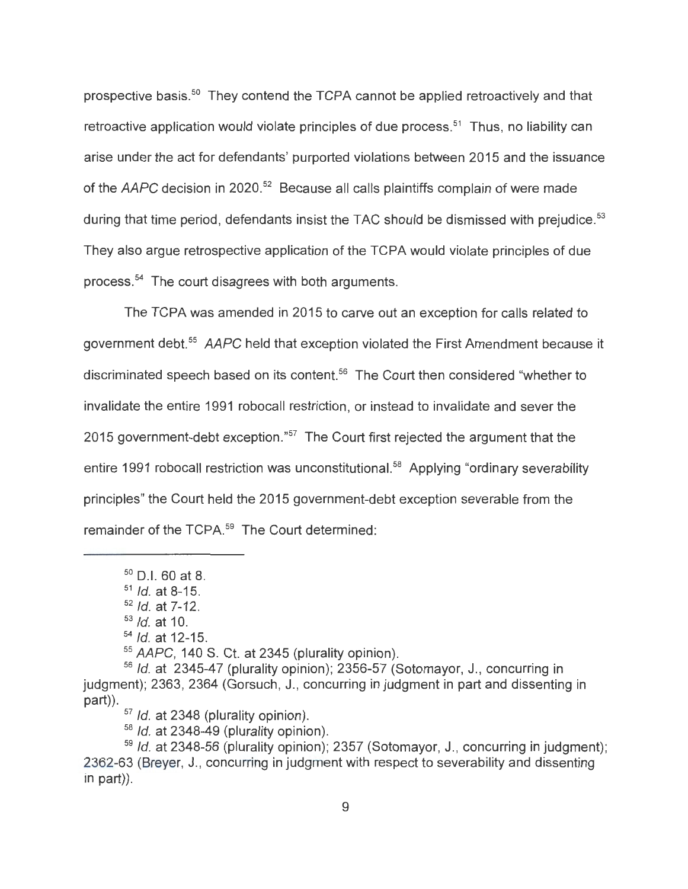prospective basis.[50] They contend the TCPA cannot be applied retroactively and that retroactive application would violate principles of due process.[51] Thus, no liability can arise under the act for defendants' purported violations between 2015 and the issuance of the *AAPC* decision in 2020.[52] Because all calls plaintiffs complain of were made during that time period, defendants insist the TAC should be dismissed with prejudice.[53] They also argue retrospective application of the TCPA would violate principles of due process.[54] The court disagrees with both arguments.

The TCPA was amended in 2015 to carve out an exception for calls related to government debt.[55] *AAPC* held that exception violated the First Amendment because it discriminated speech based on its content.[56] The Court then considered "whether to invalidate the entire 1991 robocall restriction, or instead to invalidate and sever the 2015 government-debt exception."[57] The Court first rejected the argument that the entire 1991 robocall restriction was unconstitutional.[58] Applying "ordinary severability principles" the Court held the 2015 government-debt exception severable from the remainder of the TCPA.[59] The Court determined:

---

[50] D.I. 60 at 8.

[51] *Id.* at 8-15.

[52] *Id.* at 7-12.

[53] *Id.* at 10.

[54] *Id.* at 12-15.

[55] *AAPC*, 140 S. Ct. at 2345 (plurality opinion).

[56] *Id.* at 2345-47 (plurality opinion); 2356-57 (Sotomayor, J., concurring in judgment); 2363, 2364 (Gorsuch, J., concurring in judgment in part and dissenting in part)).

[57] *Id.* at 2348 (plurality opinion).

[58] *Id.* at 2348-49 (plurality opinion).

[59] *Id.* at 2348-56 (plurality opinion); 2357 (Sotomayor, J., concurring in judgment); 2362-63 (Breyer, J., concurring in judgment with respect to severability and dissenting in part)).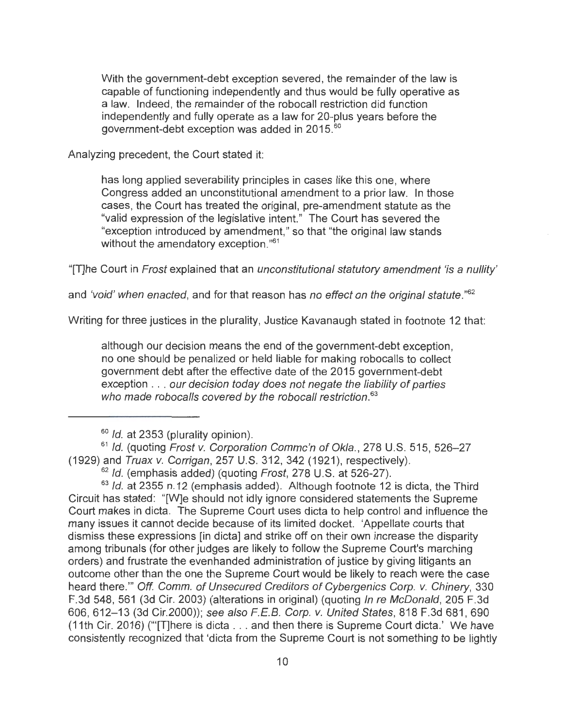> With the government-debt exception severed, the remainder of the law is capable of functioning independently and thus would be fully operative as a law. Indeed, the remainder of the robocall restriction did function independently and fully operate as a law for 20-plus years before the government-debt exception was added in 2015.[60]

Analyzing precedent, the Court stated it:

> has long applied severability principles in cases like this one, where Congress added an unconstitutional amendment to a prior law. In those cases, the Court has treated the original, pre-amendment statute as the "valid expression of the legislative intent." The Court has severed the "exception introduced by amendment," so that "the original law stands without the amendatory exception."[61]

"[T]he Court in *Frost* explained that an *unconstitutional statutory amendment 'is a nullity'* and *'void' when enacted*, and for that reason has *no effect on the original statute*."[62]

Writing for three justices in the plurality, Justice Kavanaugh stated in footnote 12 that:

> although our decision means the end of the government-debt exception, no one should be penalized or held liable for making robocalls to collect government debt after the effective date of the 2015 government-debt exception . . . *our decision today does not negate the liability of parties who made robocalls covered by the robocall restriction*.[63]

---

[60] *Id.* at 2353 (plurality opinion).

[61] *Id.* (quoting *Frost v. Corporation Commc'n of Okla.*, 278 U.S. 515, 526–27 (1929) and *Truax v. Corrigan*, 257 U.S. 312, 342 (1921), respectively).

[62] *Id.* (emphasis added) (quoting *Frost*, 278 U.S. at 526-27).

[63] *Id.* at 2355 n.12 (emphasis added). Although footnote 12 is dicta, the Third Circuit has stated: "[W]e should not idly ignore considered statements the Supreme Court makes in dicta. The Supreme Court uses dicta to help control and influence the many issues it cannot decide because of its limited docket. 'Appellate courts that dismiss these expressions [in dicta] and strike off on their own increase the disparity among tribunals (for other judges are likely to follow the Supreme Court's marching orders) and frustrate the evenhanded administration of justice by giving litigants an outcome other than the one the Supreme Court would be likely to reach were the case heard there.'" *Off. Comm. of Unsecured Creditors of Cybergenics Corp. v. Chinery*, 330 F.3d 548, 561 (3d Cir. 2003) (alterations in original) (quoting *In re McDonald*, 205 F.3d 606, 612–13 (3d Cir.2000)); *see also F.E.B. Corp. v. United States*, 818 F.3d 681, 690 (11th Cir. 2016) ("'[T]here is dicta . . . and then there is Supreme Court dicta.' We have consistently recognized that 'dicta from the Supreme Court is not something to be lightly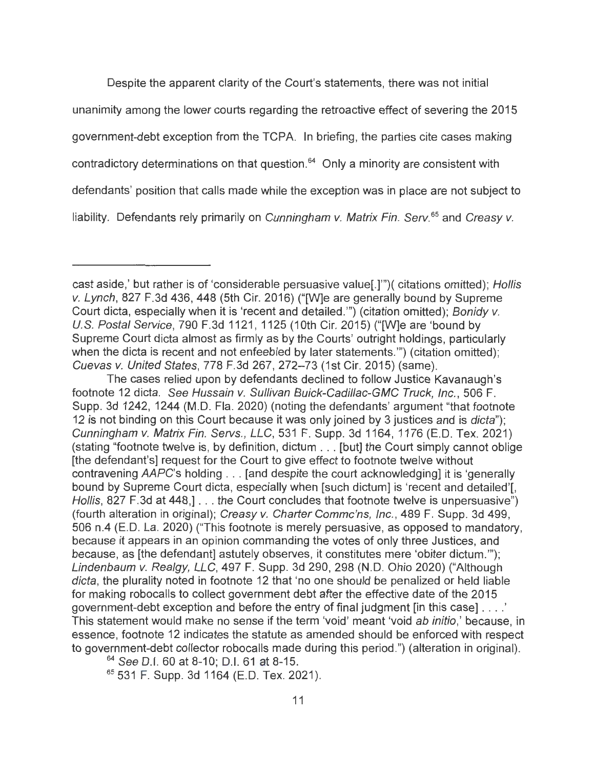Despite the apparent clarity of the Court's statements, there was not initial unanimity among the lower courts regarding the retroactive effect of severing the 2015 government-debt exception from the TCPA. In briefing, the parties cite cases making contradictory determinations on that question.[64] Only a minority are consistent with defendants' position that calls made while the exception was in place are not subject to liability. Defendants rely primarily on *Cunningham v. Matrix Fin. Serv.*[65] and *Creasy v.*

---

cast aside,' but rather is of 'considerable persuasive value[.]'")( citations omitted); *Hollis v. Lynch*, 827 F.3d 436, 448 (5th Cir. 2016) ("[W]e are generally bound by Supreme Court dicta, especially when it is 'recent and detailed.'") (citation omitted); *Bonidy v. U.S. Postal Service*, 790 F.3d 1121, 1125 (10th Cir. 2015) ("[W]e are 'bound by Supreme Court dicta almost as firmly as by the Courts' outright holdings, particularly when the dicta is recent and not enfeebled by later statements.'") (citation omitted); *Cuevas v. United States*, 778 F.3d 267, 272–73 (1st Cir. 2015) (same).

The cases relied upon by defendants declined to follow Justice Kavanaugh's footnote 12 dicta. *See Hussain v. Sullivan Buick-Cadillac-GMC Truck, Inc.*, 506 F. Supp. 3d 1242, 1244 (M.D. Fla. 2020) (noting the defendants' argument "that footnote 12 is not binding on this Court because it was only joined by 3 justices and is *dicta*"); *Cunningham v. Matrix Fin. Servs., LLC*, 531 F. Supp. 3d 1164, 1176 (E.D. Tex. 2021) (stating "footnote twelve is, by definition, dictum . . . [but] the Court simply cannot oblige [the defendant's] request for the Court to give effect to footnote twelve without contravening *AAPC*'s holding . . . [and despite the court acknowledging] it is 'generally bound by Supreme Court dicta, especially when [such dictum] is 'recent and detailed'[, *Hollis*, 827 F.3d at 448,] . . . the Court concludes that footnote twelve is unpersuasive") (fourth alteration in original); *Creasy v. Charter Commc'ns, Inc.*, 489 F. Supp. 3d 499, 506 n.4 (E.D. La. 2020) ("This footnote is merely persuasive, as opposed to mandatory, because it appears in an opinion commanding the votes of only three Justices, and because, as [the defendant] astutely observes, it constitutes mere 'obiter dictum.'"); *Lindenbaum v. Realgy, LLC*, 497 F. Supp. 3d 290, 298 (N.D. Ohio 2020) ("Although *dicta*, the plurality noted in footnote 12 that 'no one should be penalized or held liable for making robocalls to collect government debt after the effective date of the 2015 government-debt exception and before the entry of final judgment [in this case] . . . .' This statement would make no sense if the term 'void' meant 'void *ab initio*,' because, in essence, footnote 12 indicates the statute as amended should be enforced with respect to government-debt collector robocalls made during this period.") (alteration in original).

[64] *See* D.I. 60 at 8-10; D.I. 61 at 8-15.

[65] 531 F. Supp. 3d 1164 (E.D. Tex. 2021).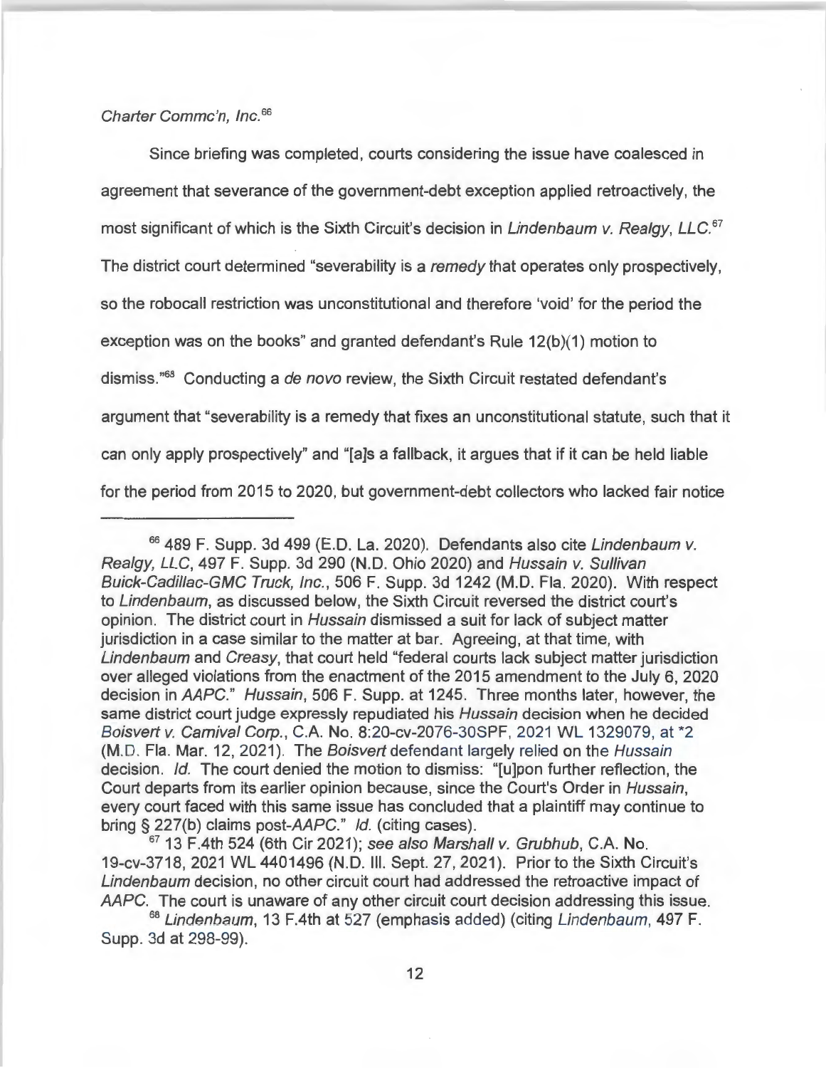*Charter Commc'n, Inc.*[66]

Since briefing was completed, courts considering the issue have coalesced in agreement that severance of the government-debt exception applied retroactively, the most significant of which is the Sixth Circuit's decision in *Lindenbaum v. Realgy, LLC.*[67] The district court determined "severability is a *remedy* that operates only prospectively, so the robocall restriction was unconstitutional and therefore 'void' for the period the exception was on the books" and granted defendant's Rule 12(b)(1) motion to dismiss."[68] Conducting a *de novo* review, the Sixth Circuit restated defendant's argument that "severability is a remedy that fixes an unconstitutional statute, such that it can only apply prospectively" and "[a]s a fallback, it argues that if it can be held liable for the period from 2015 to 2020, but government-debt collectors who lacked fair notice

---

[66] 489 F. Supp. 3d 499 (E.D. La. 2020). Defendants also cite *Lindenbaum v. Realgy, LLC*, 497 F. Supp. 3d 290 (N.D. Ohio 2020) and *Hussain v. Sullivan Buick-Cadillac-GMC Truck, Inc.*, 506 F. Supp. 3d 1242 (M.D. Fla. 2020). With respect to *Lindenbaum*, as discussed below, the Sixth Circuit reversed the district court's opinion. The district court in *Hussain* dismissed a suit for lack of subject matter jurisdiction in a case similar to the matter at bar. Agreeing, at that time, with *Lindenbaum* and *Creasy*, that court held "federal courts lack subject matter jurisdiction over alleged violations from the enactment of the 2015 amendment to the July 6, 2020 decision in *AAPC*." *Hussain*, 506 F. Supp. at 1245. Three months later, however, the same district court judge expressly repudiated his *Hussain* decision when he decided *Boisvert v. Carnival Corp.*, C.A. No. 8:20-cv-2076-30SPF, 2021 WL 1329079, at *2 (M.D. Fla. Mar. 12, 2021). The *Boisvert* defendant largely relied on the *Hussain* decision. *Id.* The court denied the motion to dismiss: "[u]pon further reflection, the Court departs from its earlier opinion because, since the Court's Order in *Hussain*, every court faced with this same issue has concluded that a plaintiff may continue to bring § 227(b) claims post-*AAPC*." *Id.* (citing cases).

[67] 13 F.4th 524 (6th Cir 2021); *see also Marshall v. Grubhub*, C.A. No. 19-cv-3718, 2021 WL 4401496 (N.D. Ill. Sept. 27, 2021). Prior to the Sixth Circuit's *Lindenbaum* decision, no other circuit court had addressed the retroactive impact of *AAPC*. The court is unaware of any other circuit court decision addressing this issue.

[68] *Lindenbaum*, 13 F.4th at 527 (emphasis added) (citing *Lindenbaum*, 497 F. Supp. 3d at 298-99).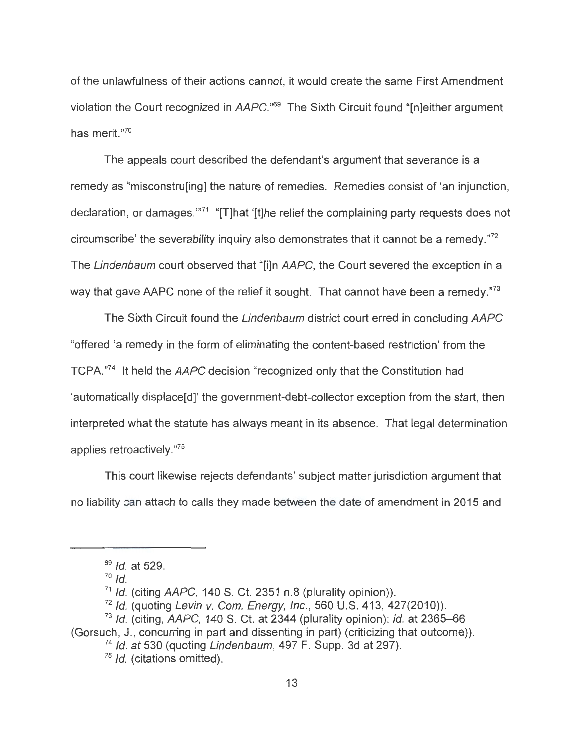of the unlawfulness of their actions cannot, it would create the same First Amendment violation the Court recognized in *AAPC*."[69] The Sixth Circuit found "[n]either argument has merit."[70]

The appeals court described the defendant's argument that severance is a remedy as "misconstru[ing] the nature of remedies. Remedies consist of 'an injunction, declaration, or damages.'"[71] "[T]hat '[t]he relief the complaining party requests does not circumscribe' the severability inquiry also demonstrates that it cannot be a remedy."[72] The *Lindenbaum* court observed that "[i]n *AAPC*, the Court severed the exception in a way that gave AAPC none of the relief it sought. That cannot have been a remedy."[73]

The Sixth Circuit found the *Lindenbaum* district court erred in concluding *AAPC* "offered 'a remedy in the form of eliminating the content-based restriction' from the TCPA."[74] It held the *AAPC* decision "recognized only that the Constitution had 'automatically displace[d]' the government-debt-collector exception from the start, then interpreted what the statute has always meant in its absence. That legal determination applies retroactively."[75]

This court likewise rejects defendants' subject matter jurisdiction argument that no liability can attach to calls they made between the date of amendment in 2015 and

---

[69] *Id.* at 529.

[70] *Id.*

[71] *Id.* (citing *AAPC*, 140 S. Ct. 2351 n.8 (plurality opinion)).

[72] *Id.* (quoting *Levin v. Com. Energy, Inc.*, 560 U.S. 413, 427(2010)).

[73] *Id.* (citing, *AAPC*, 140 S. Ct. at 2344 (plurality opinion); *id.* at 2365–66 (Gorsuch, J., concurring in part and dissenting in part) (criticizing that outcome)).

[74] *Id.* at 530 (quoting *Lindenbaum*, 497 F. Supp. 3d at 297).

[75] *Id.* (citations omitted).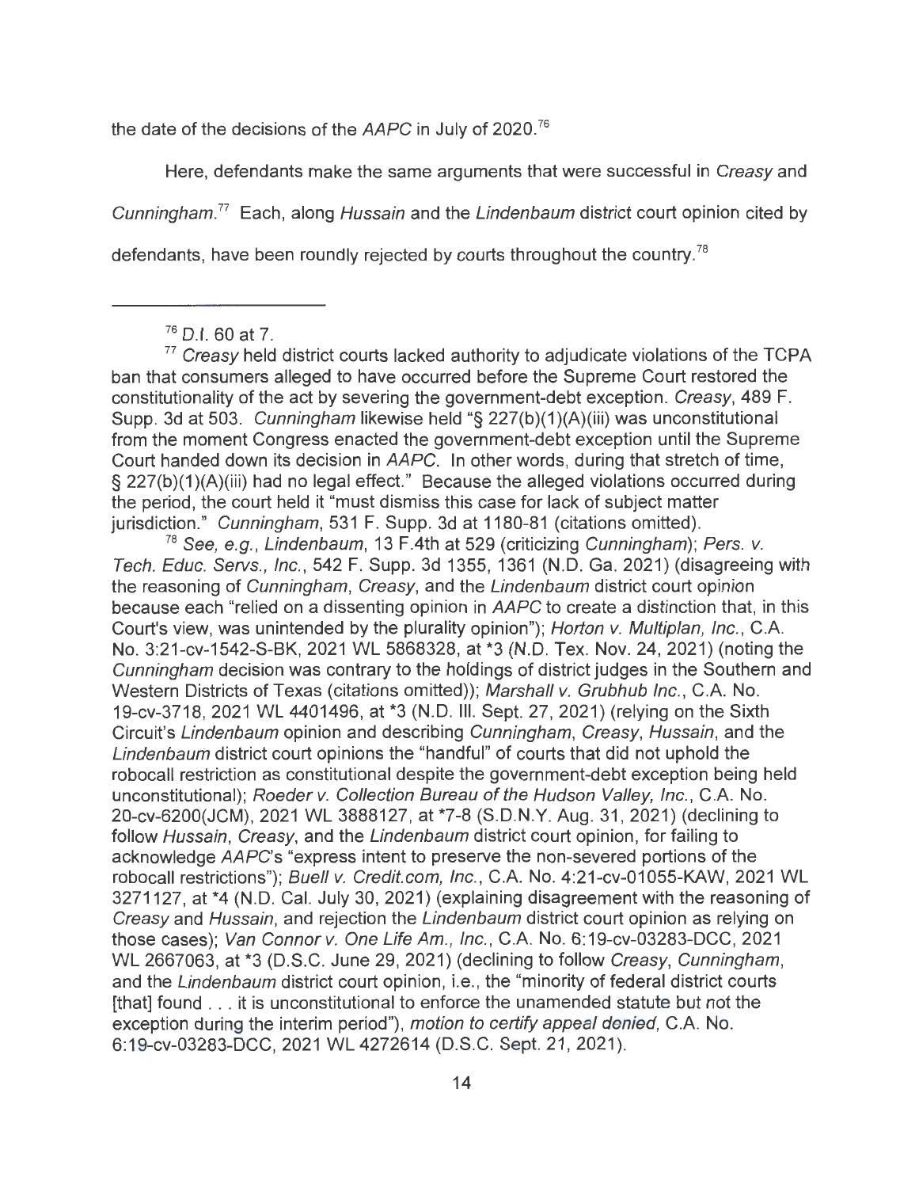the date of the decisions of the *AAPC* in July of 2020.[76]

Here, defendants make the same arguments that were successful in *Creasy* and *Cunningham*.[77] Each, along *Hussain* and the *Lindenbaum* district court opinion cited by defendants, have been roundly rejected by courts throughout the country.[78]

---

[76] D.I. 60 at 7.

[77] *Creasy* held district courts lacked authority to adjudicate violations of the TCPA ban that consumers alleged to have occurred before the Supreme Court restored the constitutionality of the act by severing the government-debt exception. *Creasy*, 489 F. Supp. 3d at 503. *Cunningham* likewise held "§ 227(b)(1)(A)(iii) was unconstitutional from the moment Congress enacted the government-debt exception until the Supreme Court handed down its decision in *AAPC*. In other words, during that stretch of time, § 227(b)(1)(A)(iii) had no legal effect." Because the alleged violations occurred during the period, the court held it "must dismiss this case for lack of subject matter jurisdiction." *Cunningham*, 531 F. Supp. 3d at 1180-81 (citations omitted).

[78] *See, e.g., Lindenbaum*, 13 F.4th at 529 (criticizing *Cunningham*); *Pers. v. Tech. Educ. Servs., Inc.*, 542 F. Supp. 3d 1355, 1361 (N.D. Ga. 2021) (disagreeing with the reasoning of *Cunningham*, *Creasy*, and the *Lindenbaum* district court opinion because each "relied on a dissenting opinion in *AAPC* to create a distinction that, in this Court's view, was unintended by the plurality opinion"); *Horton v. Multiplan, Inc.*, C.A. No. 3:21-cv-1542-S-BK, 2021 WL 5868328, at *3 (N.D. Tex. Nov. 24, 2021) (noting the *Cunningham* decision was contrary to the holdings of district judges in the Southern and Western Districts of Texas (citations omitted)); *Marshall v. Grubhub Inc.*, C.A. No. 19-cv-3718, 2021 WL 4401496, at *3 (N.D. Ill. Sept. 27, 2021) (relying on the Sixth Circuit's *Lindenbaum* opinion and describing *Cunningham*, *Creasy*, *Hussain*, and the *Lindenbaum* district court opinions the "handful" of courts that did not uphold the robocall restriction as constitutional despite the government-debt exception being held unconstitutional); *Roeder v. Collection Bureau of the Hudson Valley, Inc.*, C.A. No. 20-cv-6200(JCM), 2021 WL 3888127, at *7-8 (S.D.N.Y. Aug. 31, 2021) (declining to follow *Hussain*, *Creasy*, and the *Lindenbaum* district court opinion, for failing to acknowledge *AAPC*'s "express intent to preserve the non-severed portions of the robocall restrictions"); *Buell v. Credit.com, Inc.*, C.A. No. 4:21-cv-01055-KAW, 2021 WL 3271127, at *4 (N.D. Cal. July 30, 2021) (explaining disagreement with the reasoning of *Creasy* and *Hussain*, and rejection the *Lindenbaum* district court opinion as relying on those cases); *Van Connor v. One Life Am., Inc.*, C.A. No. 6:19-cv-03283-DCC, 2021 WL 2667063, at *3 (D.S.C. June 29, 2021) (declining to follow *Creasy*, *Cunningham*, and the *Lindenbaum* district court opinion, i.e., the "minority of federal district courts [that] found . . . it is unconstitutional to enforce the unamended statute but not the exception during the interim period"), *motion to certify appeal denied*, C.A. No. 6:19-cv-03283-DCC, 2021 WL 4272614 (D.S.C. Sept. 21, 2021).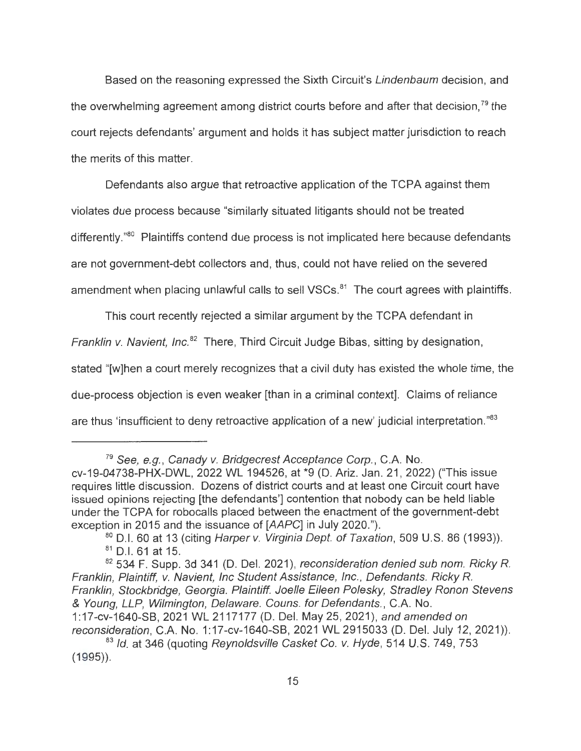Based on the reasoning expressed the Sixth Circuit's *Lindenbaum* decision, and the overwhelming agreement among district courts before and after that decision,[79] the court rejects defendants' argument and holds it has subject matter jurisdiction to reach the merits of this matter.

Defendants also argue that retroactive application of the TCPA against them violates due process because "similarly situated litigants should not be treated differently."[80] Plaintiffs contend due process is not implicated here because defendants are not government-debt collectors and, thus, could not have relied on the severed amendment when placing unlawful calls to sell VSCs.[81] The court agrees with plaintiffs.

This court recently rejected a similar argument by the TCPA defendant in *Franklin v. Navient, Inc.*[82] There, Third Circuit Judge Bibas, sitting by designation, stated "[w]hen a court merely recognizes that a civil duty has existed the whole time, the due-process objection is even weaker [than in a criminal context]. Claims of reliance are thus 'insufficient to deny retroactive application of a new' judicial interpretation."[83]

---

[79] *See, e.g.*, *Canady v. Bridgecrest Acceptance Corp.*, C.A. No. cv-19-04738-PHX-DWL, 2022 WL 194526, at *9 (D. Ariz. Jan. 21, 2022) ("This issue requires little discussion. Dozens of district courts and at least one Circuit court have issued opinions rejecting [the defendants'] contention that nobody can be held liable under the TCPA for robocalls placed between the enactment of the government-debt exception in 2015 and the issuance of [*AAPC*] in July 2020.").

[80] D.I. 60 at 13 (citing *Harper v. Virginia Dept. of Taxation*, 509 U.S. 86 (1993)).

[81] D.I. 61 at 15.

[82] 534 F. Supp. 3d 341 (D. Del. 2021), *reconsideration denied sub nom. Ricky R. Franklin, Plaintiff, v. Navient, Inc Student Assistance, Inc., Defendants. Ricky R. Franklin, Stockbridge, Georgia. Plaintiff. Joelle Eileen Polesky, Stradley Ronon Stevens & Young, LLP, Wilmington, Delaware. Couns. for Defendants.*, C.A. No. 1:17-cv-1640-SB, 2021 WL 2117177 (D. Del. May 25, 2021), *and amended on reconsideration*, C.A. No. 1:17-cv-1640-SB, 2021 WL 2915033 (D. Del. July 12, 2021)).

[83] *Id.* at 346 (quoting *Reynoldsville Casket Co. v. Hyde*, 514 U.S. 749, 753 (1995)).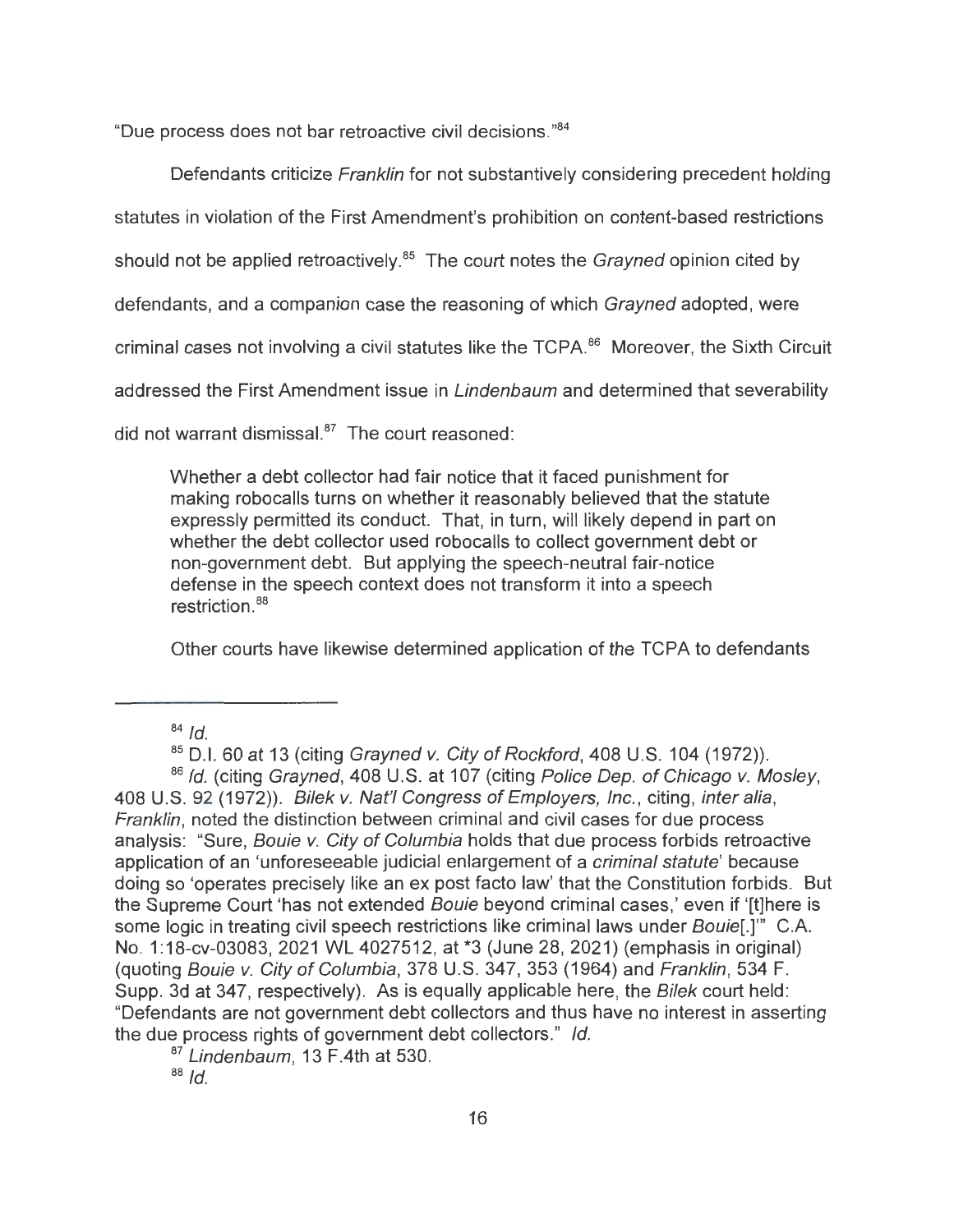"Due process does not bar retroactive civil decisions."[84]

Defendants criticize *Franklin* for not substantively considering precedent holding statutes in violation of the First Amendment's prohibition on content-based restrictions should not be applied retroactively.[85] The court notes the *Grayned* opinion cited by defendants, and a companion case the reasoning of which *Grayned* adopted, were criminal cases not involving a civil statutes like the TCPA.[86] Moreover, the Sixth Circuit addressed the First Amendment issue in *Lindenbaum* and determined that severability did not warrant dismissal.[87] The court reasoned:

> Whether a debt collector had fair notice that it faced punishment for making robocalls turns on whether it reasonably believed that the statute expressly permitted its conduct. That, in turn, will likely depend in part on whether the debt collector used robocalls to collect government debt or non-government debt. But applying the speech-neutral fair-notice defense in the speech context does not transform it into a speech restriction.[88]

Other courts have likewise determined application of the TCPA to defendants

---

[84] *Id.*

[85] D.I. 60 at 13 (citing *Grayned v. City of Rockford*, 408 U.S. 104 (1972)).

[86] *Id.* (citing *Grayned*, 408 U.S. at 107 (citing *Police Dep. of Chicago v. Mosley*, 408 U.S. 92 (1972)). *Bilek v. Nat'l Congress of Employers, Inc.*, citing, *inter alia*, *Franklin*, noted the distinction between criminal and civil cases for due process analysis: "Sure, *Bouie v. City of Columbia* holds that due process forbids retroactive application of an 'unforeseeable judicial enlargement of a *criminal statute*' because doing so 'operates precisely like an ex post facto law' that the Constitution forbids. But the Supreme Court 'has not extended *Bouie* beyond criminal cases,' even if '[t]here is some logic in treating civil speech restrictions like criminal laws under *Bouie*[.]'" C.A. No. 1:18-cv-03083, 2021 WL 4027512, at *3 (June 28, 2021) (emphasis in original) (quoting *Bouie v. City of Columbia*, 378 U.S. 347, 353 (1964) and *Franklin*, 534 F. Supp. 3d at 347, respectively). As is equally applicable here, the *Bilek* court held: "Defendants are not government debt collectors and thus have no interest in asserting the due process rights of government debt collectors." *Id.*

[87] *Lindenbaum*, 13 F.4th at 530.

[88] *Id.*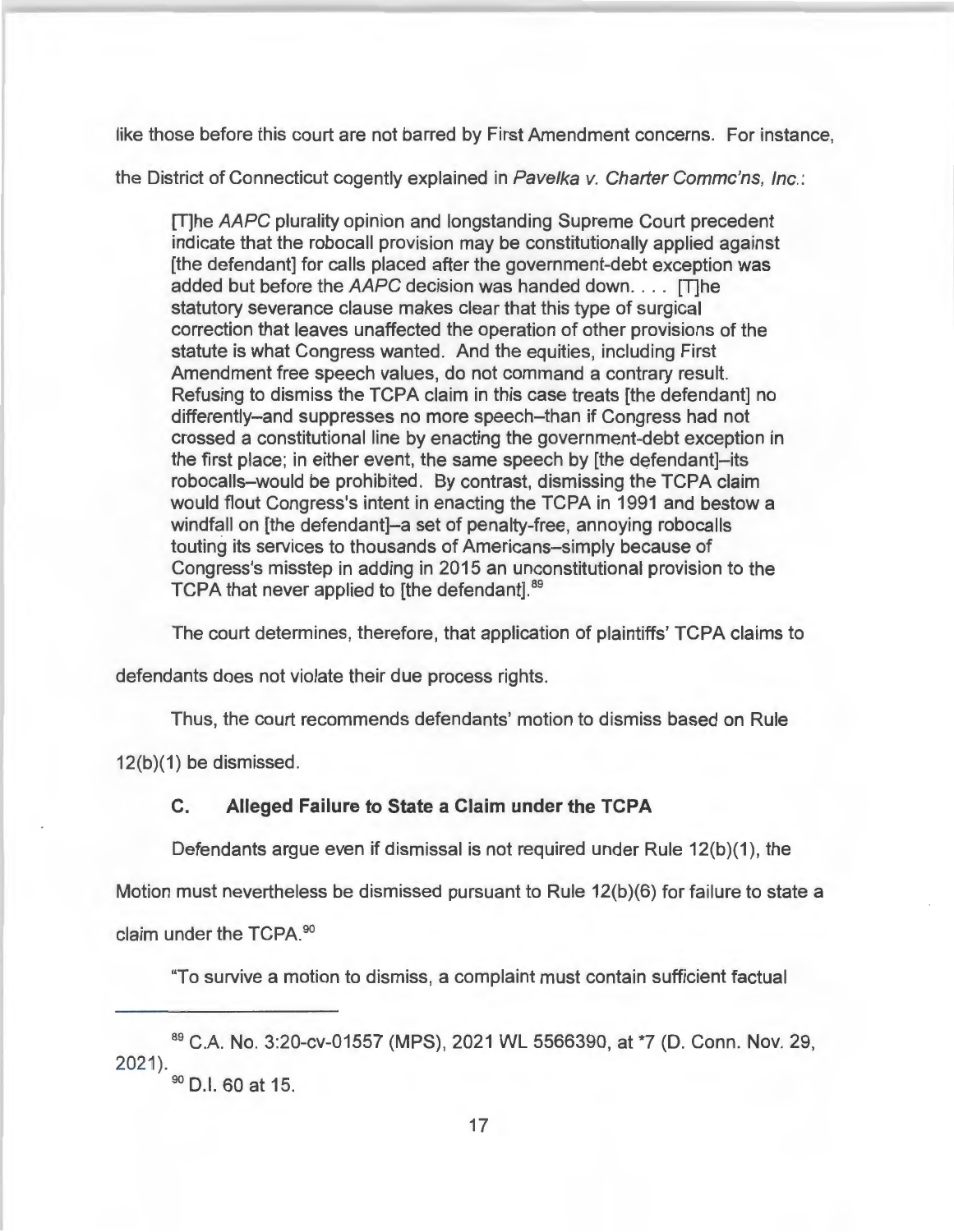like those before this court are not barred by First Amendment concerns. For instance, the District of Connecticut cogently explained in *Pavelka v. Charter Commc'ns, Inc.*:

> [T]he *AAPC* plurality opinion and longstanding Supreme Court precedent indicate that the robocall provision may be constitutionally applied against [the defendant] for calls placed after the government-debt exception was added but before the *AAPC* decision was handed down. . . . [T]he statutory severance clause makes clear that this type of surgical correction that leaves unaffected the operation of other provisions of the statute is what Congress wanted. And the equities, including First Amendment free speech values, do not command a contrary result. Refusing to dismiss the TCPA claim in this case treats [the defendant] no differently–and suppresses no more speech–than if Congress had not crossed a constitutional line by enacting the government-debt exception in the first place; in either event, the same speech by [the defendant]–its robocalls–would be prohibited. By contrast, dismissing the TCPA claim would flout Congress's intent in enacting the TCPA in 1991 and bestow a windfall on [the defendant]–a set of penalty-free, annoying robocalls touting its services to thousands of Americans–simply because of Congress's misstep in adding in 2015 an unconstitutional provision to the TCPA that never applied to [the defendant].[89]

The court determines, therefore, that application of plaintiffs' TCPA claims to defendants does not violate their due process rights.

Thus, the court recommends defendants' motion to dismiss based on Rule 12(b)(1) be dismissed.

### C. Alleged Failure to State a Claim under the TCPA

Defendants argue even if dismissal is not required under Rule 12(b)(1), the Motion must nevertheless be dismissed pursuant to Rule 12(b)(6) for failure to state a claim under the TCPA.[90]

"To survive a motion to dismiss, a complaint must contain sufficient factual

---

[89] C.A. No. 3:20-cv-01557 (MPS), 2021 WL 5566390, at *7 (D. Conn. Nov. 29, 2021).

[90] D.I. 60 at 15.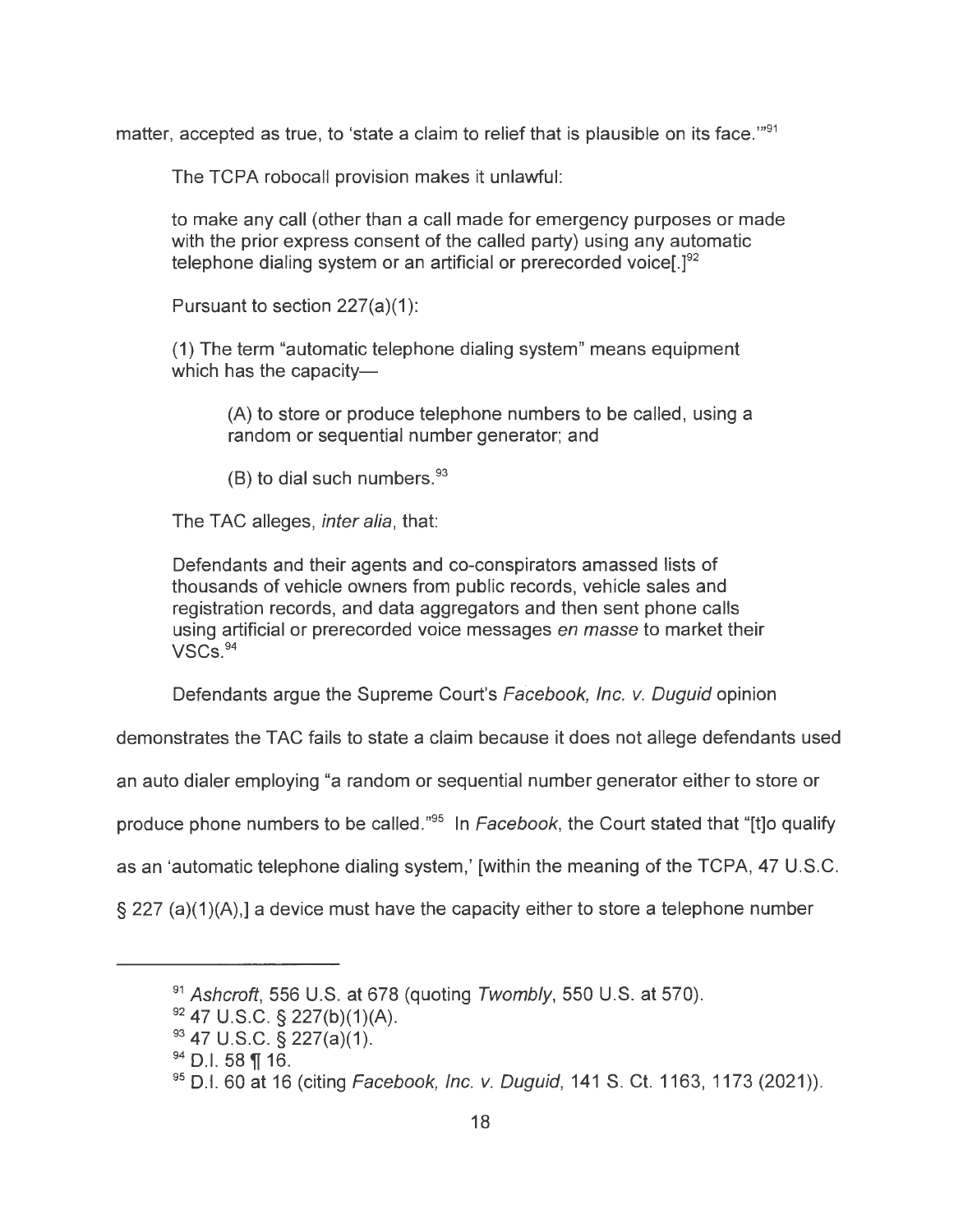matter, accepted as true, to 'state a claim to relief that is plausible on its face.'"[91]

The TCPA robocall provision makes it unlawful:

> to make any call (other than a call made for emergency purposes or made with the prior express consent of the called party) using any automatic telephone dialing system or an artificial or prerecorded voice[.][92]

Pursuant to section 227(a)(1):

> (1) The term "automatic telephone dialing system" means equipment which has the capacity—
>
> > (A) to store or produce telephone numbers to be called, using a random or sequential number generator; and
> >
> > (B) to dial such numbers.[93]

The TAC alleges, *inter alia*, that:

> Defendants and their agents and co-conspirators amassed lists of thousands of vehicle owners from public records, vehicle sales and registration records, and data aggregators and then sent phone calls using artificial or prerecorded voice messages *en masse* to market their VSCs.[94]

Defendants argue the Supreme Court's *Facebook, Inc. v. Duguid* opinion demonstrates the TAC fails to state a claim because it does not allege defendants used an auto dialer employing "a random or sequential number generator either to store or produce phone numbers to be called."[95] In *Facebook*, the Court stated that "[t]o qualify as an 'automatic telephone dialing system,' [within the meaning of the TCPA, 47 U.S.C. § 227 (a)(1)(A),] a device must have the capacity either to store a telephone number

---

[91] *Ashcroft*, 556 U.S. at 678 (quoting *Twombly*, 550 U.S. at 570).

[92] 47 U.S.C. § 227(b)(1)(A).

[93] 47 U.S.C. § 227(a)(1).

[94] D.I. 58 ¶ 16.

[95] D.I. 60 at 16 (citing *Facebook, Inc. v. Duguid*, 141 S. Ct. 1163, 1173 (2021)).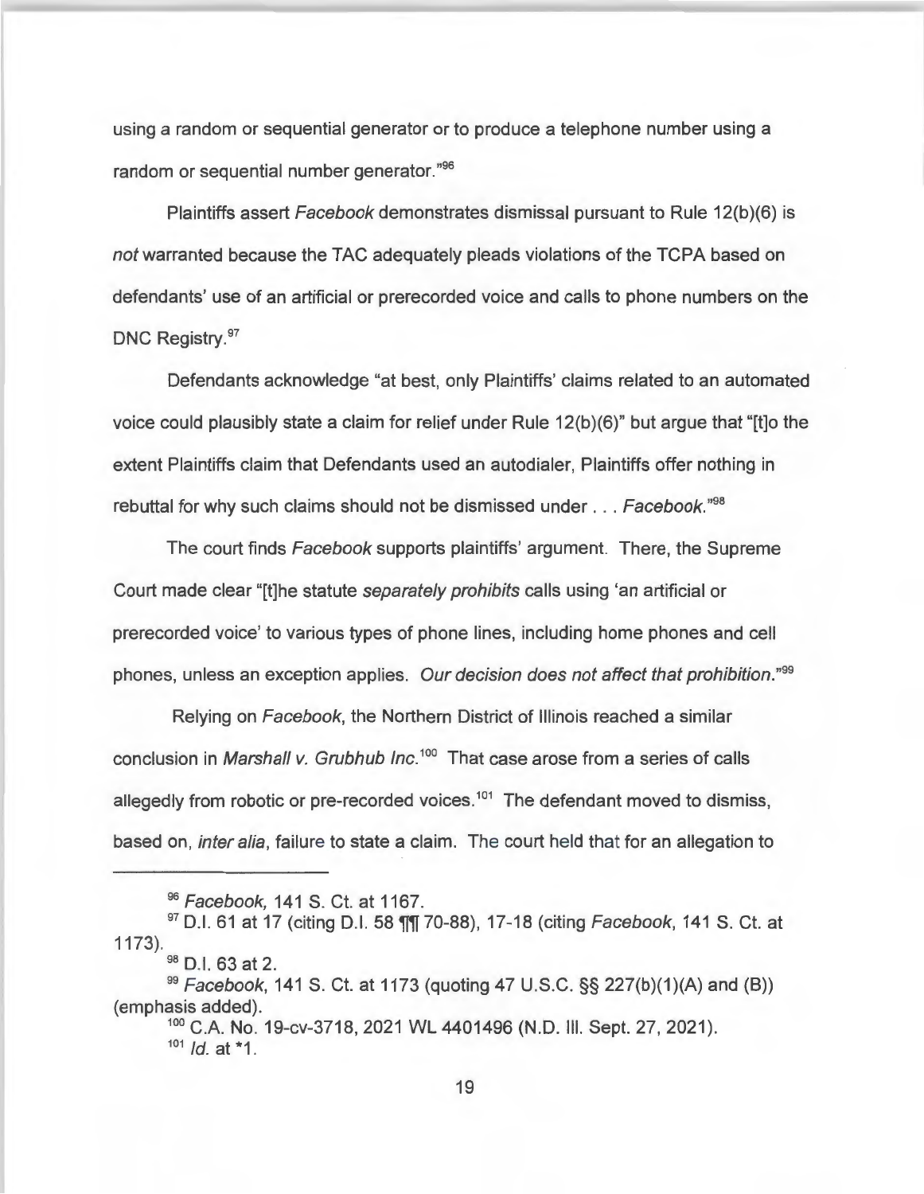using a random or sequential generator or to produce a telephone number using a random or sequential number generator."[96]

Plaintiffs assert *Facebook* demonstrates dismissal pursuant to Rule 12(b)(6) is *not* warranted because the TAC adequately pleads violations of the TCPA based on defendants' use of an artificial or prerecorded voice and calls to phone numbers on the DNC Registry.[97]

Defendants acknowledge "at best, only Plaintiffs' claims related to an automated voice could plausibly state a claim for relief under Rule 12(b)(6)" but argue that "[t]o the extent Plaintiffs claim that Defendants used an autodialer, Plaintiffs offer nothing in rebuttal for why such claims should not be dismissed under . . . *Facebook*."[98]

The court finds *Facebook* supports plaintiffs' argument. There, the Supreme Court made clear "[t]he statute *separately prohibits* calls using 'an artificial or prerecorded voice' to various types of phone lines, including home phones and cell phones, unless an exception applies. *Our decision does not affect that prohibition*."[99]

Relying on *Facebook*, the Northern District of Illinois reached a similar conclusion in *Marshall v. Grubhub Inc.*[100] That case arose from a series of calls allegedly from robotic or pre-recorded voices.[101] The defendant moved to dismiss, based on, *inter alia*, failure to state a claim. The court held that for an allegation to

---

[96] *Facebook*, 141 S. Ct. at 1167.

[97] D.I. 61 at 17 (citing D.I. 58 ¶¶ 70-88), 17-18 (citing *Facebook*, 141 S. Ct. at 1173).

[98] D.I. 63 at 2.

[99] *Facebook*, 141 S. Ct. at 1173 (quoting 47 U.S.C. §§ 227(b)(1)(A) and (B)) (emphasis added).

[100] C.A. No. 19-cv-3718, 2021 WL 4401496 (N.D. Ill. Sept. 27, 2021).

[101] *Id.* at *1.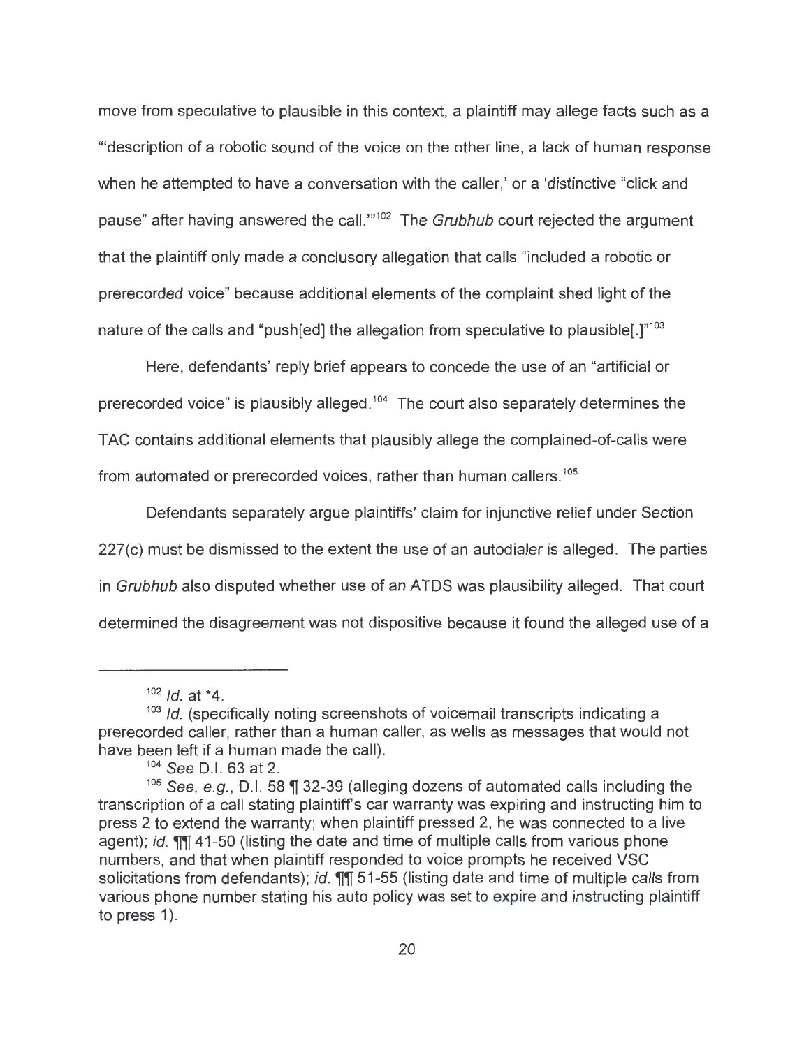move from speculative to plausible in this context, a plaintiff may allege facts such as a "'description of a robotic sound of the voice on the other line, a lack of human response when he attempted to have a conversation with the caller,' or a 'distinctive "click and pause" after having answered the call.'"[102] The *Grubhub* court rejected the argument that the plaintiff only made a conclusory allegation that calls "included a robotic or prerecorded voice" because additional elements of the complaint shed light of the nature of the calls and "push[ed] the allegation from speculative to plausible[.]"[103]

Here, defendants' reply brief appears to concede the use of an "artificial or prerecorded voice" is plausibly alleged.[104] The court also separately determines the TAC contains additional elements that plausibly allege the complained-of-calls were from automated or prerecorded voices, rather than human callers.[105]

Defendants separately argue plaintiffs' claim for injunctive relief under Section 227(c) must be dismissed to the extent the use of an autodialer is alleged. The parties in *Grubhub* also disputed whether use of an ATDS was plausibility alleged. That court determined the disagreement was not dispositive because it found the alleged use of a

---

[102] *Id.* at *4.

[103] *Id.* (specifically noting screenshots of voicemail transcripts indicating a prerecorded caller, rather than a human caller, as wells as messages that would not have been left if a human made the call).

[104] *See* D.I. 63 at 2.

[105] *See, e.g.*, D.I. 58 ¶ 32-39 (alleging dozens of automated calls including the transcription of a call stating plaintiff's car warranty was expiring and instructing him to press 2 to extend the warranty; when plaintiff pressed 2, he was connected to a live agent); *id.* ¶¶ 41-50 (listing the date and time of multiple calls from various phone numbers, and that when plaintiff responded to voice prompts he received VSC solicitations from defendants); *id.* ¶¶ 51-55 (listing date and time of multiple calls from various phone number stating his auto policy was set to expire and instructing plaintiff to press 1).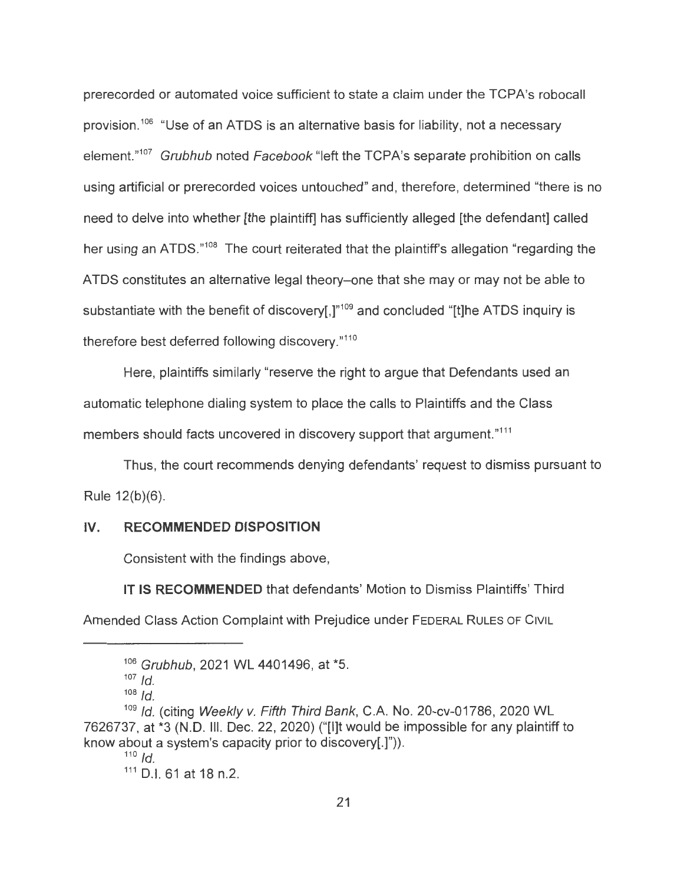prerecorded or automated voice sufficient to state a claim under the TCPA's robocall provision.[106] "Use of an ATDS is an alternative basis for liability, not a necessary element."[107] *Grubhub* noted *Facebook* "left the TCPA's separate prohibition on calls using artificial or prerecorded voices untouched" and, therefore, determined "there is no need to delve into whether [the plaintiff] has sufficiently alleged [the defendant] called her using an ATDS."[108] The court reiterated that the plaintiff's allegation "regarding the ATDS constitutes an alternative legal theory–one that she may or may not be able to substantiate with the benefit of discovery[,]"[109] and concluded "[t]he ATDS inquiry is therefore best deferred following discovery."[110]

Here, plaintiffs similarly "reserve the right to argue that Defendants used an automatic telephone dialing system to place the calls to Plaintiffs and the Class members should facts uncovered in discovery support that argument."[111]

Thus, the court recommends denying defendants' request to dismiss pursuant to Rule 12(b)(6).

## IV. RECOMMENDED DISPOSITION

Consistent with the findings above,

**IT IS RECOMMENDED** that defendants' Motion to Dismiss Plaintiffs' Third Amended Class Action Complaint with Prejudice under FEDERAL RULES OF CIVIL

---

[106] *Grubhub*, 2021 WL 4401496, at *5.

[107] *Id.*

[108] *Id.*

[109] *Id.* (citing *Weekly v. Fifth Third Bank*, C.A. No. 20-cv-01786, 2020 WL 7626737, at *3 (N.D. Ill. Dec. 22, 2020) ("[I]t would be impossible for any plaintiff to know about a system's capacity prior to discovery[.]")).

[110] *Id.*

[111] D.I. 61 at 18 n.2.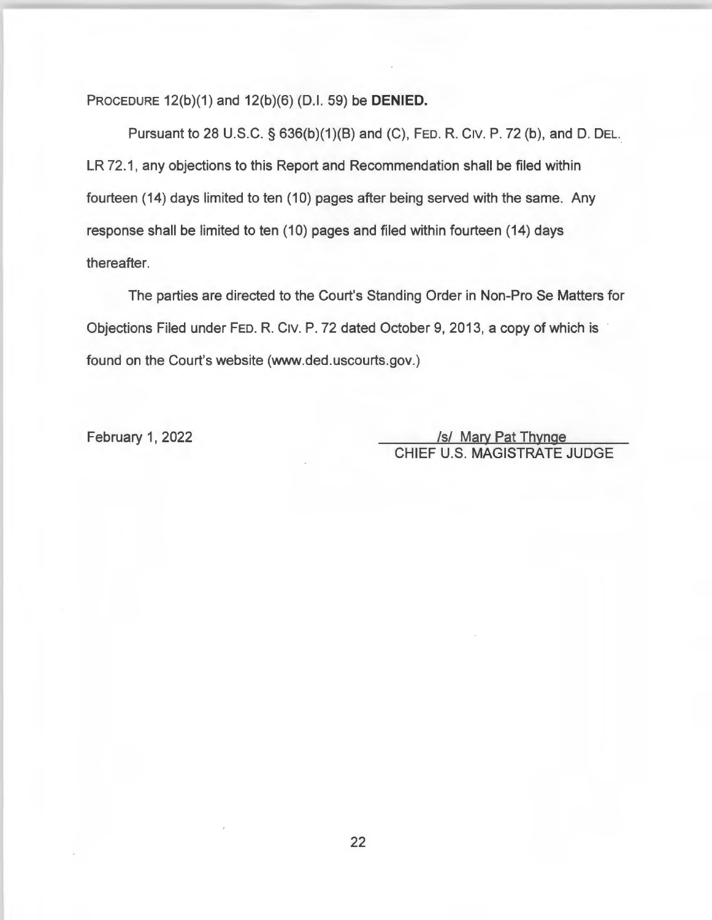PROCEDURE 12(b)(1) and 12(b)(6) (D.I. 59) be **DENIED.**

Pursuant to 28 U.S.C. § 636(b)(1)(B) and (C), FED. R. CIV. P. 72 (b), and D. DEL. LR 72.1, any objections to this Report and Recommendation shall be filed within fourteen (14) days limited to ten (10) pages after being served with the same. Any response shall be limited to ten (10) pages and filed within fourteen (14) days thereafter.

The parties are directed to the Court's Standing Order in Non-Pro Se Matters for Objections Filed under FED. R. CIV. P. 72 dated October 9, 2013, a copy of which is found on the Court's website (www.ded.uscourts.gov.)

February 1, 2022

/s/ Mary Pat Thynge
CHIEF U.S. MAGISTRATE JUDGE